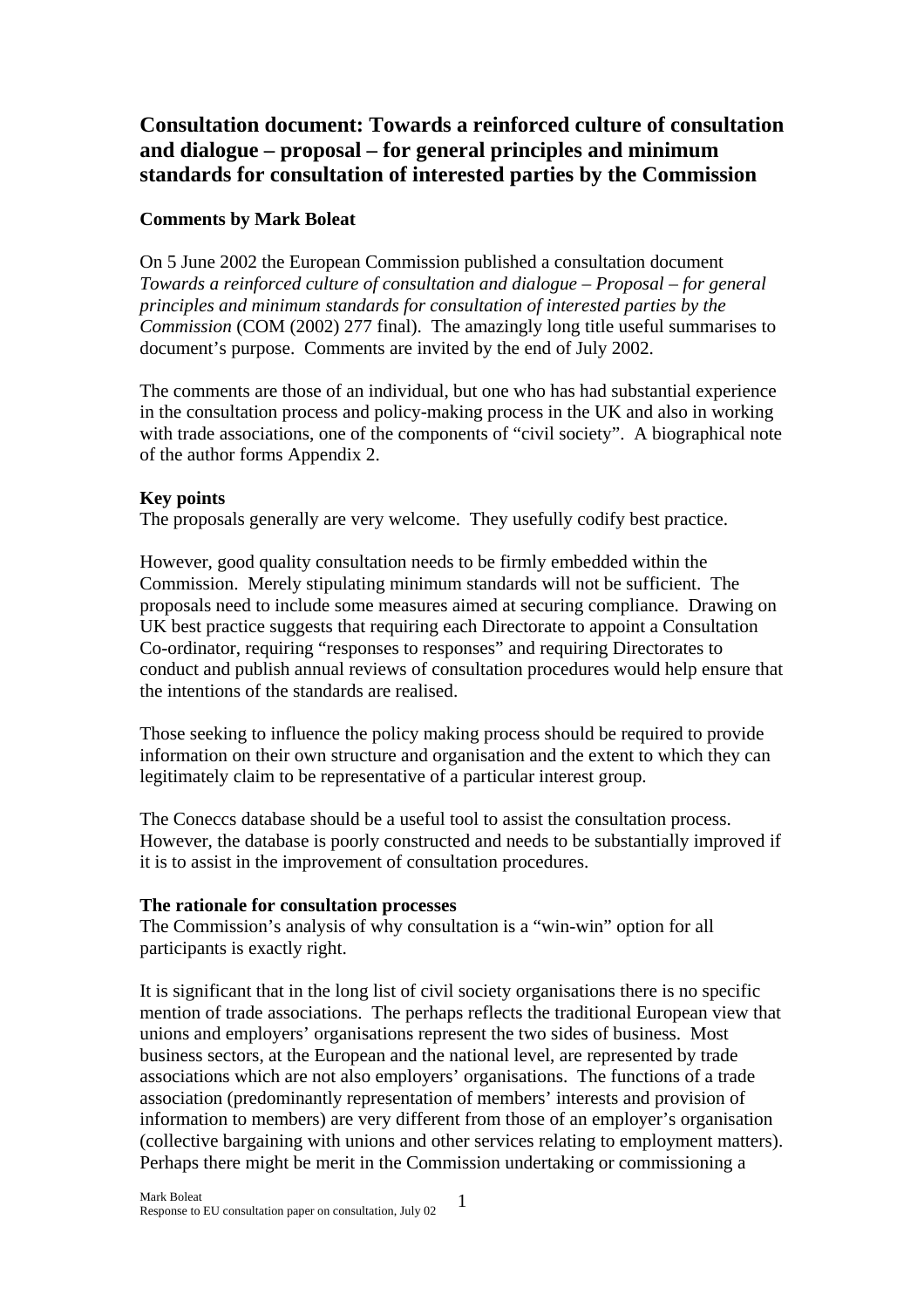# Consultation document: Towards a reinforced culture of consultation and dialogue – proposal – for general principles and minimum standards for consultation of interested parties by the Commission

**Comments by Mark Boleat**

On 5 June 2002 the European Commission published a consultation document *Towards a reinforced culture of consultation and dialogue – Proposal – for general principles and minimum standards for consultation of interested parties by the Commission* (COM (2002) 277 final). The amazingly long title useful summarises to document's purpose. Comments are invited by the end of July 2002.

The comments are those of an individual, but one who has had substantial experience in the consultation process and policy-making process in the UK and also in working with trade associations, one of the components of "civil society". A biographical note of the author forms Appendix 2.

**Key points**

The proposals generally are very welcome. They usefully codify best practice.

However, good quality consultation needs to be firmly embedded within the Commission. Merely stipulating minimum standards will not be sufficient. The proposals need to include some measures aimed at securing compliance. Drawing on UK best practice suggests that requiring each Directorate to appoint a Consultation Co-ordinator, requiring "responses to responses" and requiring Directorates to conduct and publish annual reviews of consultation procedures would help ensure that the intentions of the standards are realised.

Those seeking to influence the policy making process should be required to provide information on their own structure and organisation and the extent to which they can legitimately claim to be representative of a particular interest group.

The Coneccs database should be a useful tool to assist the consultation process. However, the database is poorly constructed and needs to be substantially improved if it is to assist in the improvement of consultation procedures.

**The rationale for consultation processes**

The Commission's analysis of why consultation is a "win-win" option for all participants is exactly right.

It is significant that in the long list of civil society organisations there is no specific mention of trade associations. The perhaps reflects the traditional European view that unions and employers' organisations represent the two sides of business. Most business sectors, at the European and the national level, are represented by trade associations which are not also employers' organisations. The functions of a trade association (predominantly representation of members' interests and provision of information to members) are very different from those of an employer's organisation (collective bargaining with unions and other services relating to employment matters). Perhaps there might be merit in the Commission undertaking or commissioning a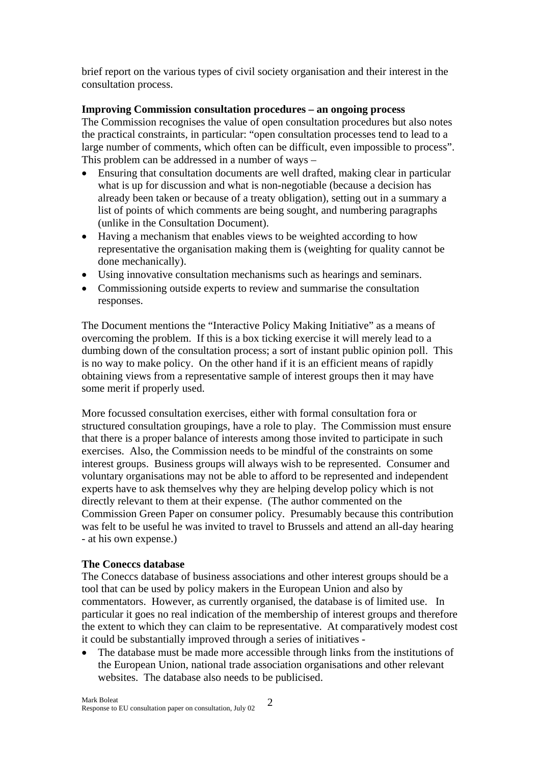brief report on the various types of civil society organisation and their interest in the consultation process.

**Improving Commission consultation procedures – an ongoing process**

The Commission recognises the value of open consultation procedures but also notes the practical constraints, in particular: "open consultation processes tend to lead to a large number of comments, which often can be difficult, even impossible to process". This problem can be addressed in a number of ways –

- Ensuring that consultation documents are well drafted, making clear in particular what is up for discussion and what is non-negotiable (because a decision has already been taken or because of a treaty obligation), setting out in a summary a list of points of which comments are being sought, and numbering paragraphs (unlike in the Consultation Document).
- Having a mechanism that enables views to be weighted according to how representative the organisation making them is (weighting for quality cannot be done mechanically).
- Using innovative consultation mechanisms such as hearings and seminars.
- Commissioning outside experts to review and summarise the consultation responses.

The Document mentions the "Interactive Policy Making Initiative" as a means of overcoming the problem. If this is a box ticking exercise it will merely lead to a dumbing down of the consultation process; a sort of instant public opinion poll. This is no way to make policy. On the other hand if it is an efficient means of rapidly obtaining views from a representative sample of interest groups then it may have some merit if properly used.

More focussed consultation exercises, either with formal consultation fora or structured consultation groupings, have a role to play. The Commission must ensure that there is a proper balance of interests among those invited to participate in such exercises. Also, the Commission needs to be mindful of the constraints on some interest groups. Business groups will always wish to be represented. Consumer and voluntary organisations may not be able to afford to be represented and independent experts have to ask themselves why they are helping develop policy which is not directly relevant to them at their expense. (The author commented on the Commission Green Paper on consumer policy. Presumably because this contribution was felt to be useful he was invited to travel to Brussels and attend an all-day hearing - at his own expense.)

**The Coneccs database**

The Coneccs database of business associations and other interest groups should be a tool that can be used by policy makers in the European Union and also by commentators. However, as currently organised, the database is of limited use. In particular it goes no real indication of the membership of interest groups and therefore the extent to which they can claim to be representative. At comparatively modest cost it could be substantially improved through a series of initiatives -

- The database must be made more accessible through links from the institutions of the European Union, national trade association organisations and other relevant websites. The database also needs to be publicised.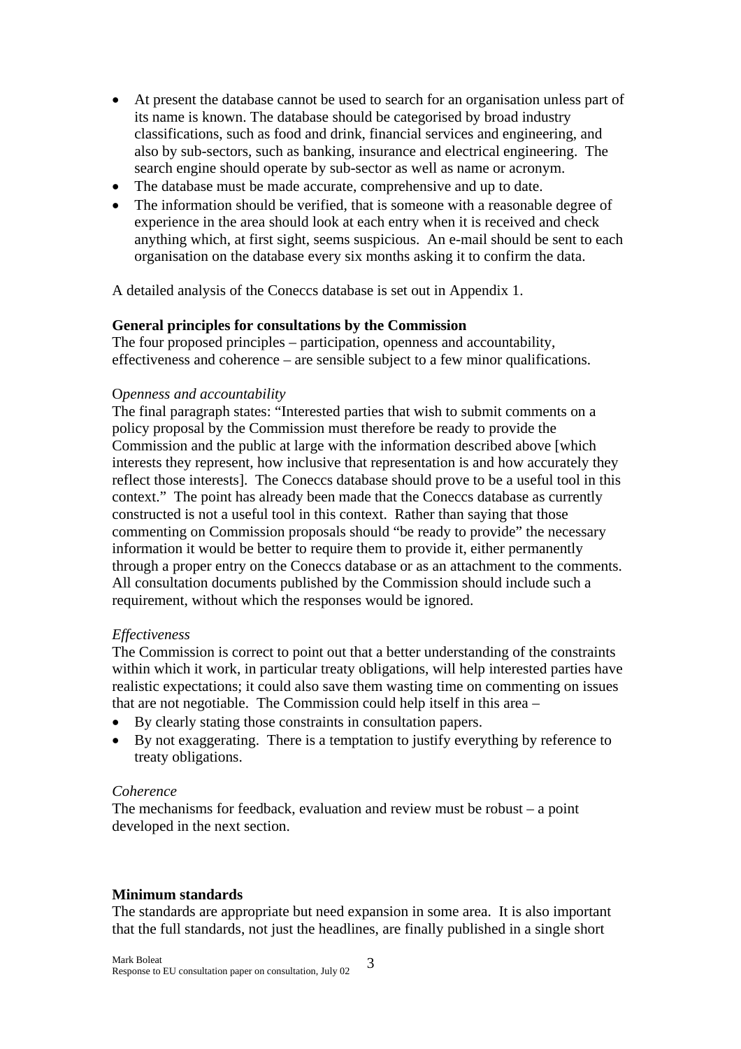- At present the database cannot be used to search for an organisation unless part of its name is known. The database should be categorised by broad industry classifications, such as food and drink, financial services and engineering, and also by sub-sectors, such as banking, insurance and electrical engineering. The search engine should operate by sub-sector as well as name or acronym.
- The database must be made accurate, comprehensive and up to date.
- The information should be verified, that is someone with a reasonable degree of experience in the area should look at each entry when it is received and check anything which, at first sight, seems suspicious. An e-mail should be sent to each organisation on the database every six months asking it to confirm the data.

A detailed analysis of the Coneccs database is set out in Appendix 1.

**General principles for consultations by the Commission**

The four proposed principles – participation, openness and accountability, effectiveness and coherence – are sensible subject to a few minor qualifications.

*Openness and accountability*

The final paragraph states: "Interested parties that wish to submit comments on a policy proposal by the Commission must therefore be ready to provide the Commission and the public at large with the information described above [which interests they represent, how inclusive that representation is and how accurately they reflect those interests]. The Coneccs database should prove to be a useful tool in this context." The point has already been made that the Coneccs database as currently constructed is not a useful tool in this context. Rather than saying that those commenting on Commission proposals should "be ready to provide" the necessary information it would be better to require them to provide it, either permanently through a proper entry on the Coneccs database or as an attachment to the comments. All consultation documents published by the Commission should include such a requirement, without which the responses would be ignored.

*Effectiveness*

The Commission is correct to point out that a better understanding of the constraints within which it work, in particular treaty obligations, will help interested parties have realistic expectations; it could also save them wasting time on commenting on issues that are not negotiable. The Commission could help itself in this area –

- By clearly stating those constraints in consultation papers.
- By not exaggerating. There is a temptation to justify everything by reference to treaty obligations.

*Coherence*

The mechanisms for feedback, evaluation and review must be robust – a point developed in the next section.

**Minimum standards**

The standards are appropriate but need expansion in some area. It is also important that the full standards, not just the headlines, are finally published in a single short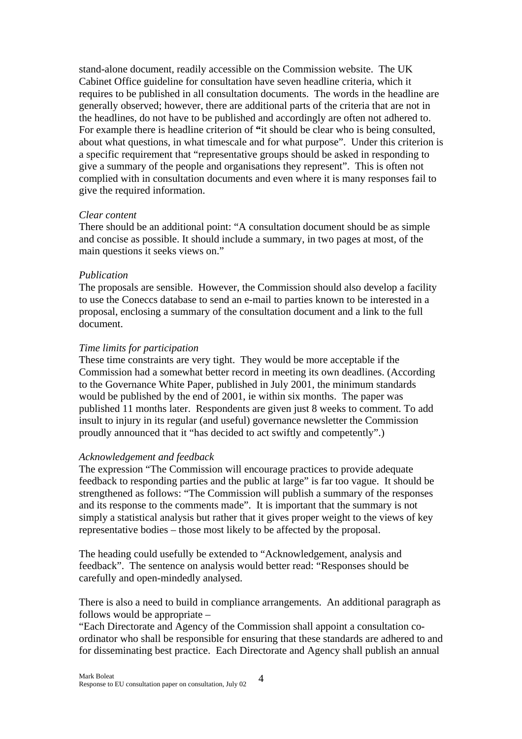stand-alone document, readily accessible on the Commission website. The UK Cabinet Office guideline for consultation have seven headline criteria, which it requires to be published in all consultation documents. The words in the headline are generally observed; however, there are additional parts of the criteria that are not in the headlines, do not have to be published and accordingly are often not adhered to. For example there is headline criterion of **"**it should be clear who is being consulted, about what questions, in what timescale and for what purpose". Under this criterion is a specific requirement that "representative groups should be asked in responding to give a summary of the people and organisations they represent". This is often not complied with in consultation documents and even where it is many responses fail to give the required information.

*Clear content*
There should be an additional point: "A consultation document should be as simple and concise as possible. It should include a summary, in two pages at most, of the main questions it seeks views on."

*Publication*
The proposals are sensible. However, the Commission should also develop a facility to use the Coneccs database to send an e-mail to parties known to be interested in a proposal, enclosing a summary of the consultation document and a link to the full document.

*Time limits for participation*
These time constraints are very tight. They would be more acceptable if the Commission had a somewhat better record in meeting its own deadlines. (According to the Governance White Paper, published in July 2001, the minimum standards would be published by the end of 2001, ie within six months. The paper was published 11 months later. Respondents are given just 8 weeks to comment. To add insult to injury in its regular (and useful) governance newsletter the Commission proudly announced that it "has decided to act swiftly and competently".)

*Acknowledgement and feedback*
The expression "The Commission will encourage practices to provide adequate feedback to responding parties and the public at large" is far too vague. It should be strengthened as follows: "The Commission will publish a summary of the responses and its response to the comments made". It is important that the summary is not simply a statistical analysis but rather that it gives proper weight to the views of key representative bodies – those most likely to be affected by the proposal.

The heading could usefully be extended to "Acknowledgement, analysis and feedback". The sentence on analysis would better read: "Responses should be carefully and open-mindedly analysed.

There is also a need to build in compliance arrangements. An additional paragraph as follows would be appropriate –
"Each Directorate and Agency of the Commission shall appoint a consultation co-ordinator who shall be responsible for ensuring that these standards are adhered to and for disseminating best practice. Each Directorate and Agency shall publish an annual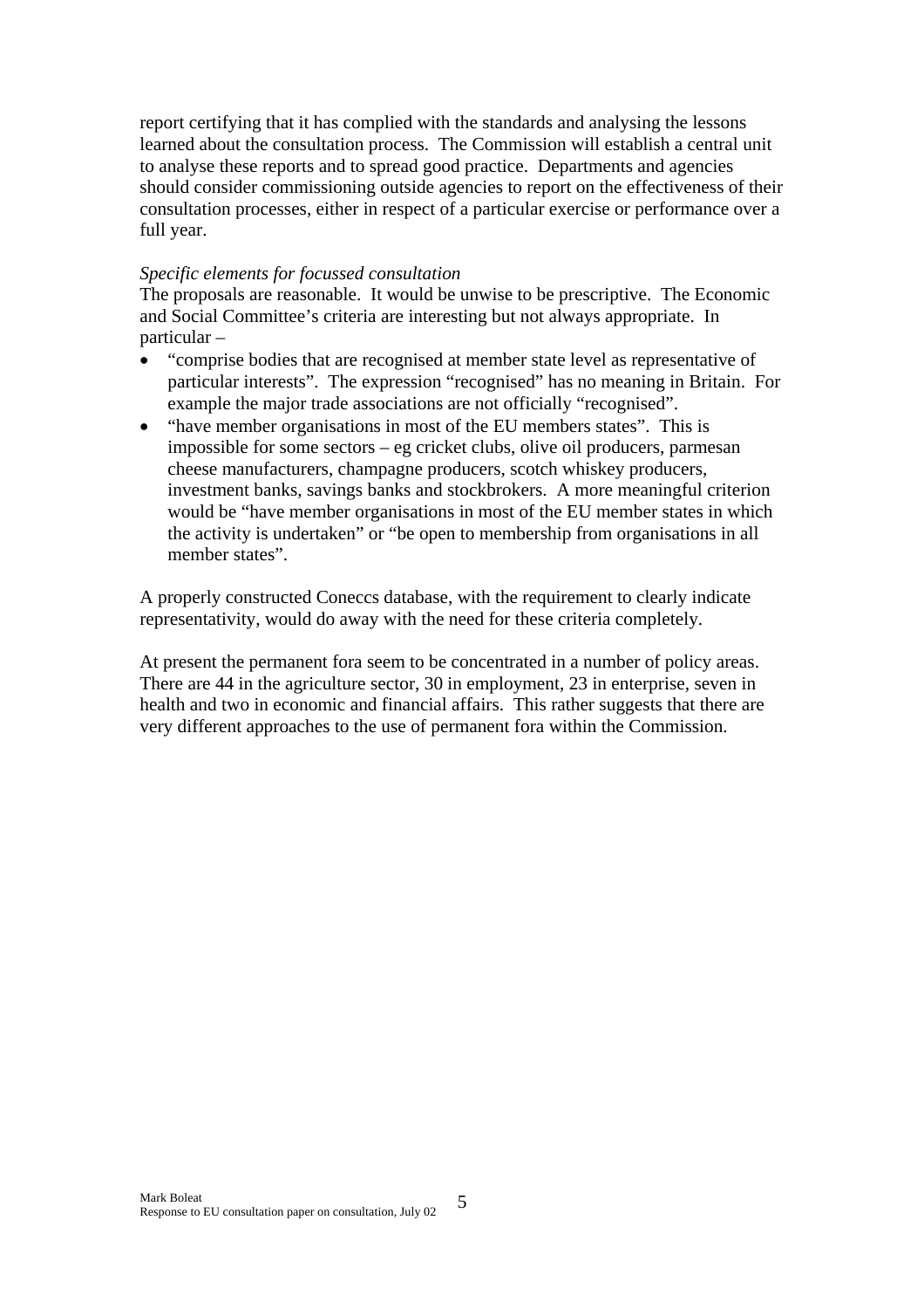report certifying that it has complied with the standards and analysing the lessons learned about the consultation process. The Commission will establish a central unit to analyse these reports and to spread good practice. Departments and agencies should consider commissioning outside agencies to report on the effectiveness of their consultation processes, either in respect of a particular exercise or performance over a full year.

*Specific elements for focussed consultation*

The proposals are reasonable. It would be unwise to be prescriptive. The Economic and Social Committee's criteria are interesting but not always appropriate. In particular –

- "comprise bodies that are recognised at member state level as representative of particular interests". The expression "recognised" has no meaning in Britain. For example the major trade associations are not officially "recognised".
- "have member organisations in most of the EU members states". This is impossible for some sectors – eg cricket clubs, olive oil producers, parmesan cheese manufacturers, champagne producers, scotch whiskey producers, investment banks, savings banks and stockbrokers. A more meaningful criterion would be "have member organisations in most of the EU member states in which the activity is undertaken" or "be open to membership from organisations in all member states".

A properly constructed Coneccs database, with the requirement to clearly indicate representativity, would do away with the need for these criteria completely.

At present the permanent fora seem to be concentrated in a number of policy areas. There are 44 in the agriculture sector, 30 in employment, 23 in enterprise, seven in health and two in economic and financial affairs. This rather suggests that there are very different approaches to the use of permanent fora within the Commission.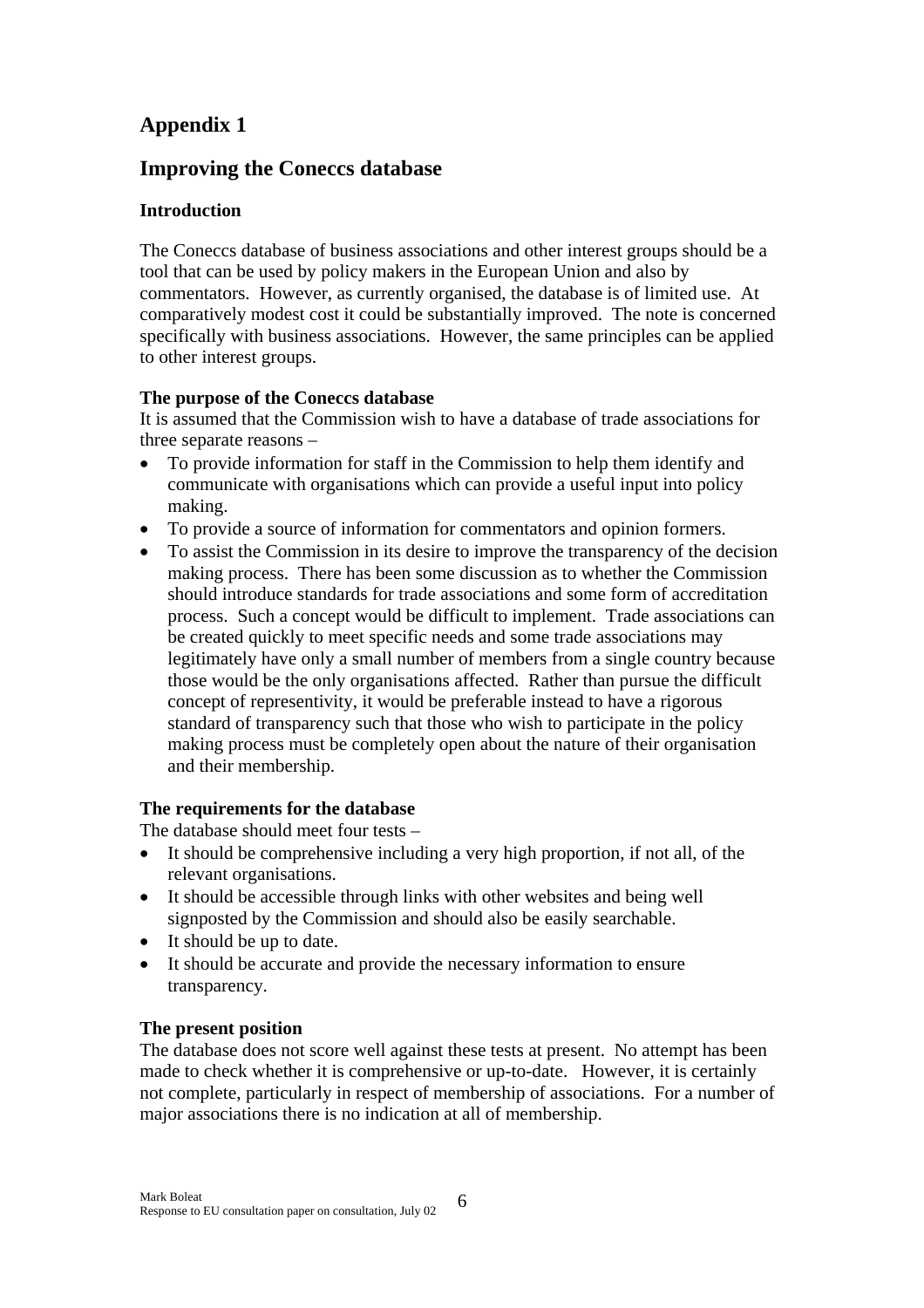## Appendix 1

## Improving the Coneccs database

### Introduction

The Coneccs database of business associations and other interest groups should be a tool that can be used by policy makers in the European Union and also by commentators. However, as currently organised, the database is of limited use. At comparatively modest cost it could be substantially improved. The note is concerned specifically with business associations. However, the same principles can be applied to other interest groups.

### The purpose of the Coneccs database

It is assumed that the Commission wish to have a database of trade associations for three separate reasons –

- To provide information for staff in the Commission to help them identify and communicate with organisations which can provide a useful input into policy making.
- To provide a source of information for commentators and opinion formers.
- To assist the Commission in its desire to improve the transparency of the decision making process. There has been some discussion as to whether the Commission should introduce standards for trade associations and some form of accreditation process. Such a concept would be difficult to implement. Trade associations can be created quickly to meet specific needs and some trade associations may legitimately have only a small number of members from a single country because those would be the only organisations affected. Rather than pursue the difficult concept of representivity, it would be preferable instead to have a rigorous standard of transparency such that those who wish to participate in the policy making process must be completely open about the nature of their organisation and their membership.

### The requirements for the database

The database should meet four tests –

- It should be comprehensive including a very high proportion, if not all, of the relevant organisations.
- It should be accessible through links with other websites and being well signposted by the Commission and should also be easily searchable.
- It should be up to date.
- It should be accurate and provide the necessary information to ensure transparency.

### The present position

The database does not score well against these tests at present. No attempt has been made to check whether it is comprehensive or up-to-date. However, it is certainly not complete, particularly in respect of membership of associations. For a number of major associations there is no indication at all of membership.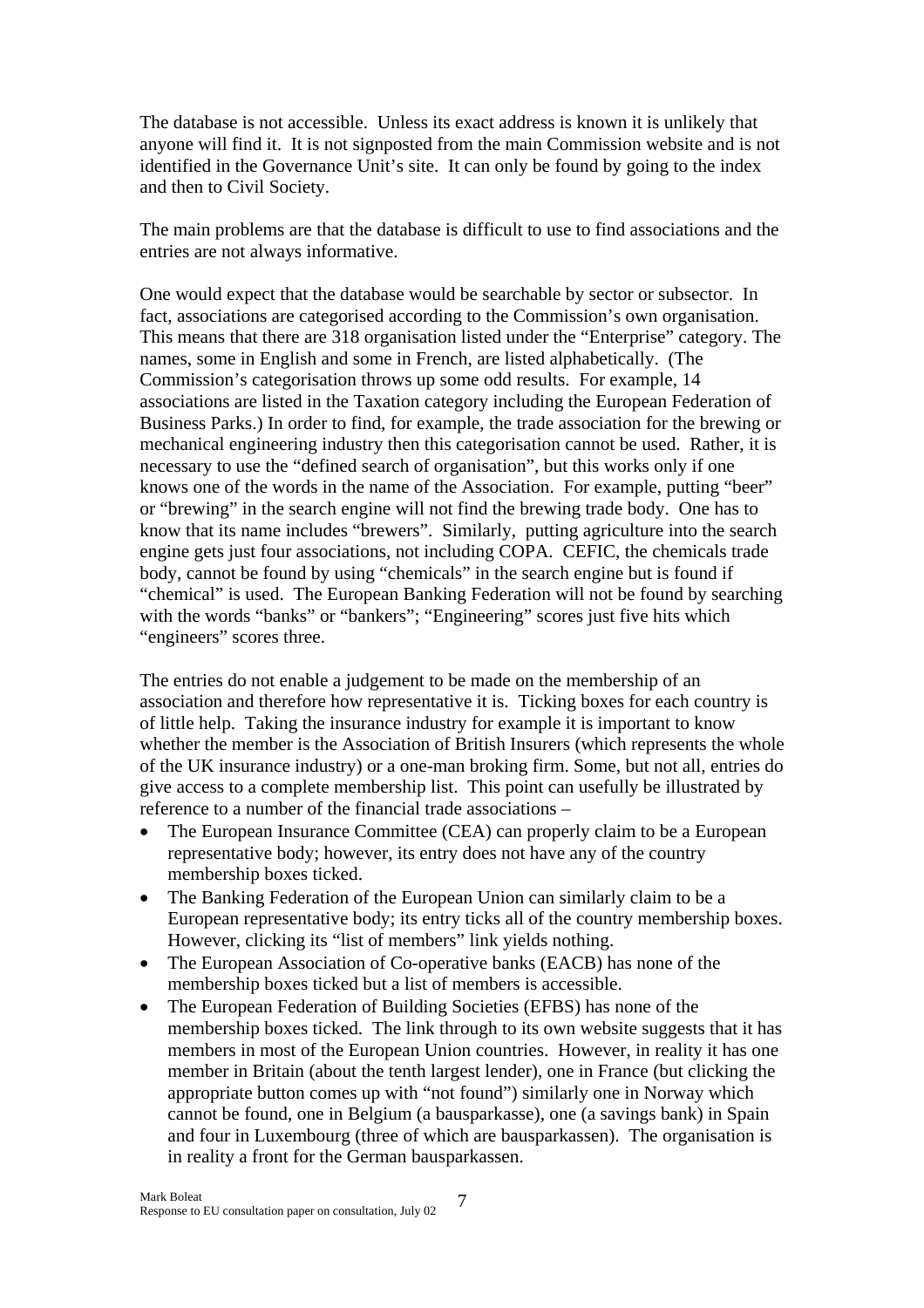The database is not accessible. Unless its exact address is known it is unlikely that anyone will find it. It is not signposted from the main Commission website and is not identified in the Governance Unit's site. It can only be found by going to the index and then to Civil Society.

The main problems are that the database is difficult to use to find associations and the entries are not always informative.

One would expect that the database would be searchable by sector or subsector. In fact, associations are categorised according to the Commission's own organisation. This means that there are 318 organisation listed under the "Enterprise" category. The names, some in English and some in French, are listed alphabetically. (The Commission's categorisation throws up some odd results. For example, 14 associations are listed in the Taxation category including the European Federation of Business Parks.) In order to find, for example, the trade association for the brewing or mechanical engineering industry then this categorisation cannot be used. Rather, it is necessary to use the "defined search of organisation", but this works only if one knows one of the words in the name of the Association. For example, putting "beer" or "brewing" in the search engine will not find the brewing trade body. One has to know that its name includes "brewers". Similarly, putting agriculture into the search engine gets just four associations, not including COPA. CEFIC, the chemicals trade body, cannot be found by using "chemicals" in the search engine but is found if "chemical" is used. The European Banking Federation will not be found by searching with the words "banks" or "bankers"; "Engineering" scores just five hits which "engineers" scores three.

The entries do not enable a judgement to be made on the membership of an association and therefore how representative it is. Ticking boxes for each country is of little help. Taking the insurance industry for example it is important to know whether the member is the Association of British Insurers (which represents the whole of the UK insurance industry) or a one-man broking firm. Some, but not all, entries do give access to a complete membership list. This point can usefully be illustrated by reference to a number of the financial trade associations –

- The European Insurance Committee (CEA) can properly claim to be a European representative body; however, its entry does not have any of the country membership boxes ticked.
- The Banking Federation of the European Union can similarly claim to be a European representative body; its entry ticks all of the country membership boxes. However, clicking its "list of members" link yields nothing.
- The European Association of Co-operative banks (EACB) has none of the membership boxes ticked but a list of members is accessible.
- The European Federation of Building Societies (EFBS) has none of the membership boxes ticked. The link through to its own website suggests that it has members in most of the European Union countries. However, in reality it has one member in Britain (about the tenth largest lender), one in France (but clicking the appropriate button comes up with "not found") similarly one in Norway which cannot be found, one in Belgium (a bausparkasse), one (a savings bank) in Spain and four in Luxembourg (three of which are bausparkassen). The organisation is in reality a front for the German bausparkassen.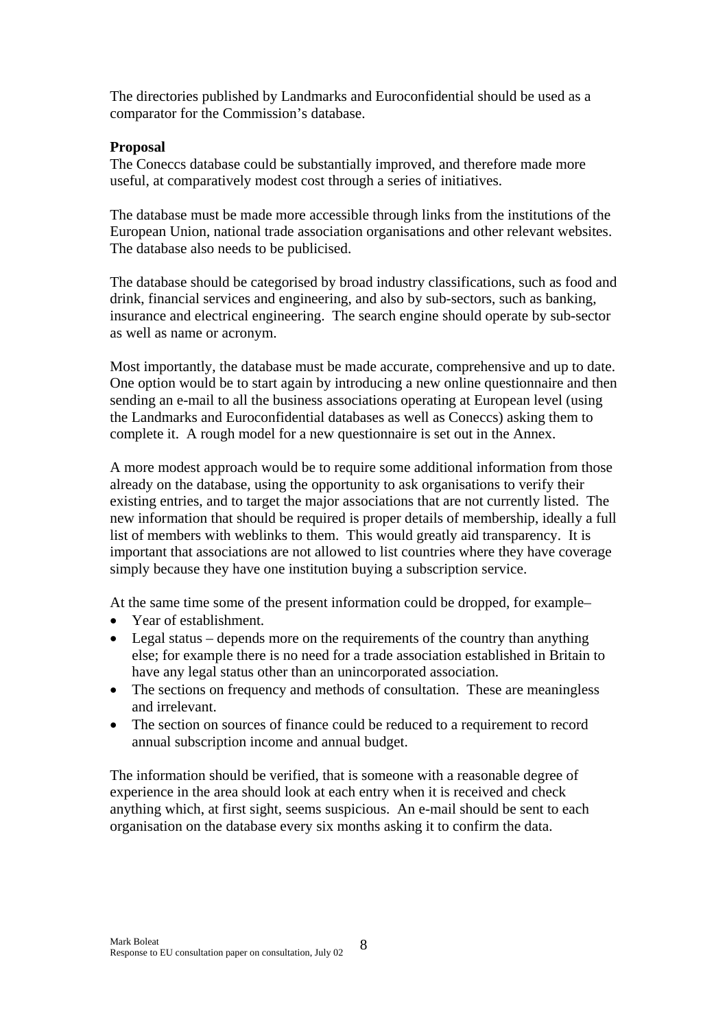The directories published by Landmarks and Euroconfidential should be used as a comparator for the Commission's database.

**Proposal**

The Coneccs database could be substantially improved, and therefore made more useful, at comparatively modest cost through a series of initiatives.

The database must be made more accessible through links from the institutions of the European Union, national trade association organisations and other relevant websites. The database also needs to be publicised.

The database should be categorised by broad industry classifications, such as food and drink, financial services and engineering, and also by sub-sectors, such as banking, insurance and electrical engineering. The search engine should operate by sub-sector as well as name or acronym.

Most importantly, the database must be made accurate, comprehensive and up to date. One option would be to start again by introducing a new online questionnaire and then sending an e-mail to all the business associations operating at European level (using the Landmarks and Euroconfidential databases as well as Coneccs) asking them to complete it. A rough model for a new questionnaire is set out in the Annex.

A more modest approach would be to require some additional information from those already on the database, using the opportunity to ask organisations to verify their existing entries, and to target the major associations that are not currently listed. The new information that should be required is proper details of membership, ideally a full list of members with weblinks to them. This would greatly aid transparency. It is important that associations are not allowed to list countries where they have coverage simply because they have one institution buying a subscription service.

At the same time some of the present information could be dropped, for example–

- Year of establishment.
- Legal status – depends more on the requirements of the country than anything else; for example there is no need for a trade association established in Britain to have any legal status other than an unincorporated association.
- The sections on frequency and methods of consultation. These are meaningless and irrelevant.
- The section on sources of finance could be reduced to a requirement to record annual subscription income and annual budget.

The information should be verified, that is someone with a reasonable degree of experience in the area should look at each entry when it is received and check anything which, at first sight, seems suspicious. An e-mail should be sent to each organisation on the database every six months asking it to confirm the data.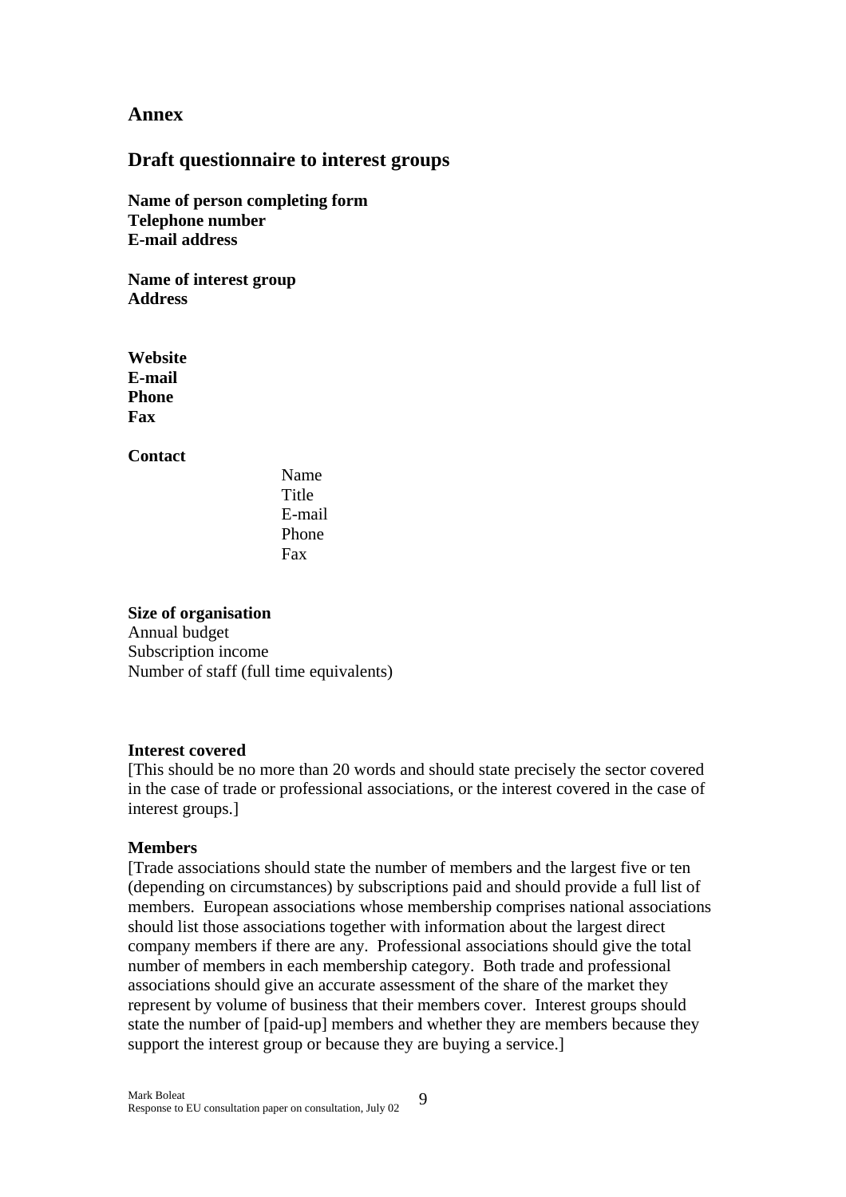## Annex

## Draft questionnaire to interest groups

**Name of person completing form**
**Telephone number**
**E-mail address**

**Name of interest group**
**Address**

**Website**
**E-mail**
**Phone**
**Fax**

**Contact**

Name
Title
E-mail
Phone
Fax

**Size of organisation**
Annual budget
Subscription income
Number of staff (full time equivalents)

**Interest covered**
[This should be no more than 20 words and should state precisely the sector covered in the case of trade or professional associations, or the interest covered in the case of interest groups.]

**Members**
[Trade associations should state the number of members and the largest five or ten (depending on circumstances) by subscriptions paid and should provide a full list of members. European associations whose membership comprises national associations should list those associations together with information about the largest direct company members if there are any. Professional associations should give the total number of members in each membership category. Both trade and professional associations should give an accurate assessment of the share of the market they represent by volume of business that their members cover. Interest groups should state the number of [paid-up] members and whether they are members because they support the interest group or because they are buying a service.]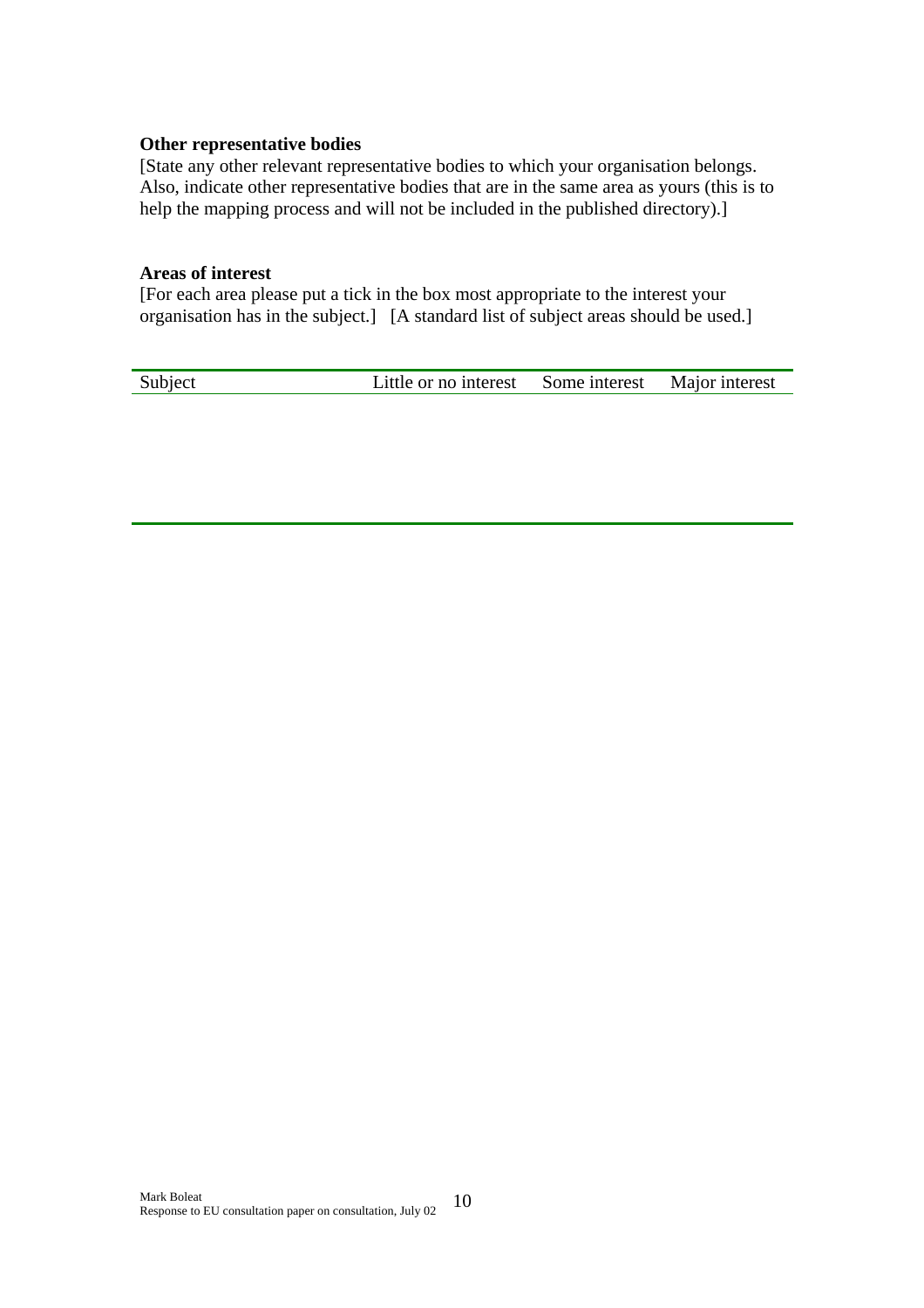**Other representative bodies**

[State any other relevant representative bodies to which your organisation belongs. Also, indicate other representative bodies that are in the same area as yours (this is to help the mapping process and will not be included in the published directory).]

**Areas of interest**

[For each area please put a tick in the box most appropriate to the interest your organisation has in the subject.] [A standard list of subject areas should be used.]

| Subject | Little or no interest | Some interest | Major interest |
|---|---|---|---|
| | | | |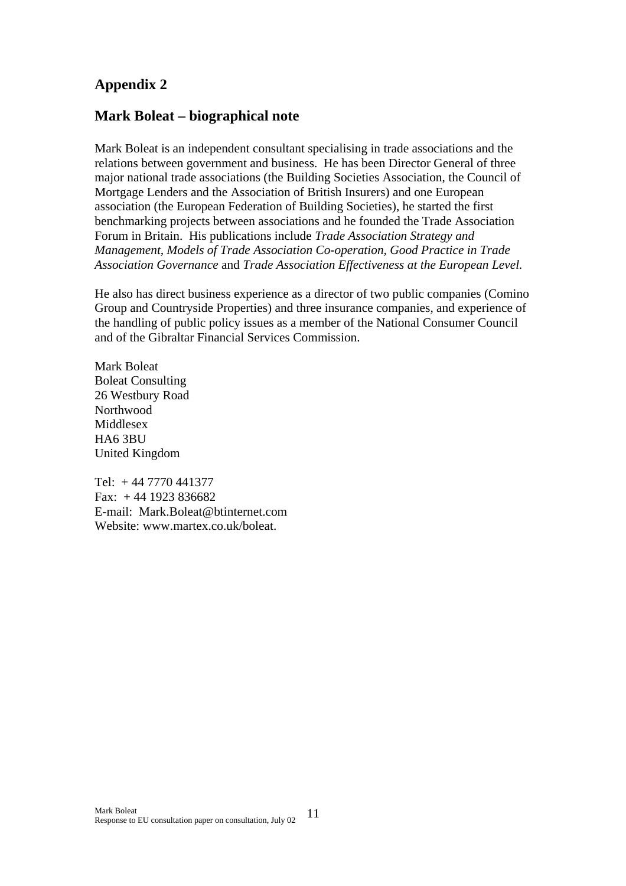## Appendix 2

## Mark Boleat – biographical note

Mark Boleat is an independent consultant specialising in trade associations and the relations between government and business. He has been Director General of three major national trade associations (the Building Societies Association, the Council of Mortgage Lenders and the Association of British Insurers) and one European association (the European Federation of Building Societies), he started the first benchmarking projects between associations and he founded the Trade Association Forum in Britain. His publications include *Trade Association Strategy and Management, Models of Trade Association Co-operation, Good Practice in Trade Association Governance* and *Trade Association Effectiveness at the European Level.*

He also has direct business experience as a director of two public companies (Comino Group and Countryside Properties) and three insurance companies, and experience of the handling of public policy issues as a member of the National Consumer Council and of the Gibraltar Financial Services Commission.

Mark Boleat  
Boleat Consulting  
26 Westbury Road  
Northwood  
Middlesex  
HA6 3BU  
United Kingdom

Tel: + 44 7770 441377  
Fax: + 44 1923 836682  
E-mail: Mark.Boleat@btinternet.com  
Website: www.martex.co.uk/boleat.